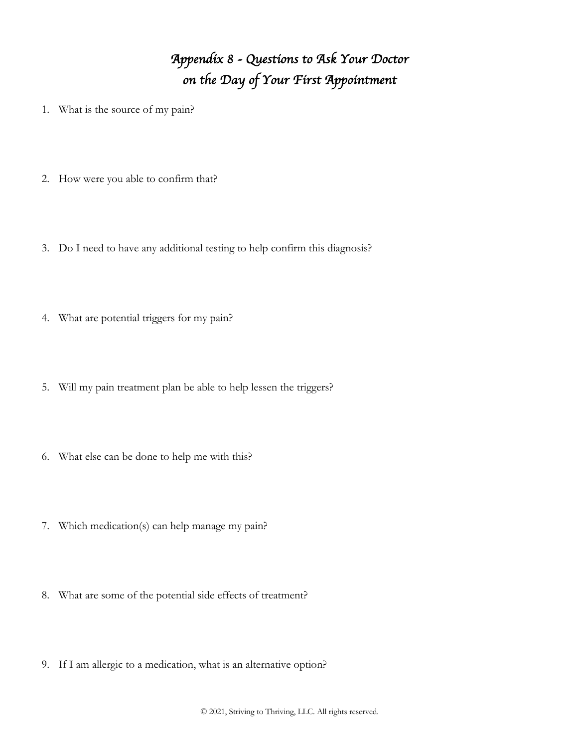# *Appendix 8 - Questions to Ask Your Doctor on the Day of Your First Appointment*

1. What is the source of my pain?

2. How were you able to confirm that?

3. Do I need to have any additional testing to help confirm this diagnosis?

4. What are potential triggers for my pain?

5. Will my pain treatment plan be able to help lessen the triggers?

6. What else can be done to help me with this?

7. Which medication(s) can help manage my pain?

8. What are some of the potential side effects of treatment?

9. If I am allergic to a medication, what is an alternative option?

© 2021, Striving to Thriving, LLC. All rights reserved.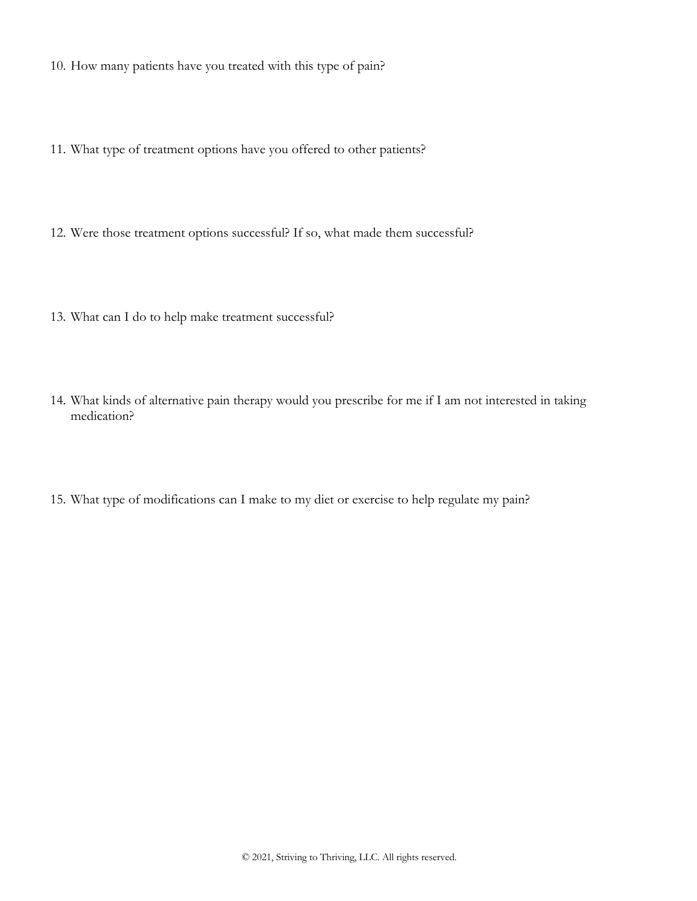10. How many patients have you treated with this type of pain?

11. What type of treatment options have you offered to other patients?

12. Were those treatment options successful? If so, what made them successful?

13. What can I do to help make treatment successful?

14. What kinds of alternative pain therapy would you prescribe for me if I am not interested in taking medication?

15. What type of modifications can I make to my diet or exercise to help regulate my pain?

© 2021, Striving to Thriving, LLC. All rights reserved.